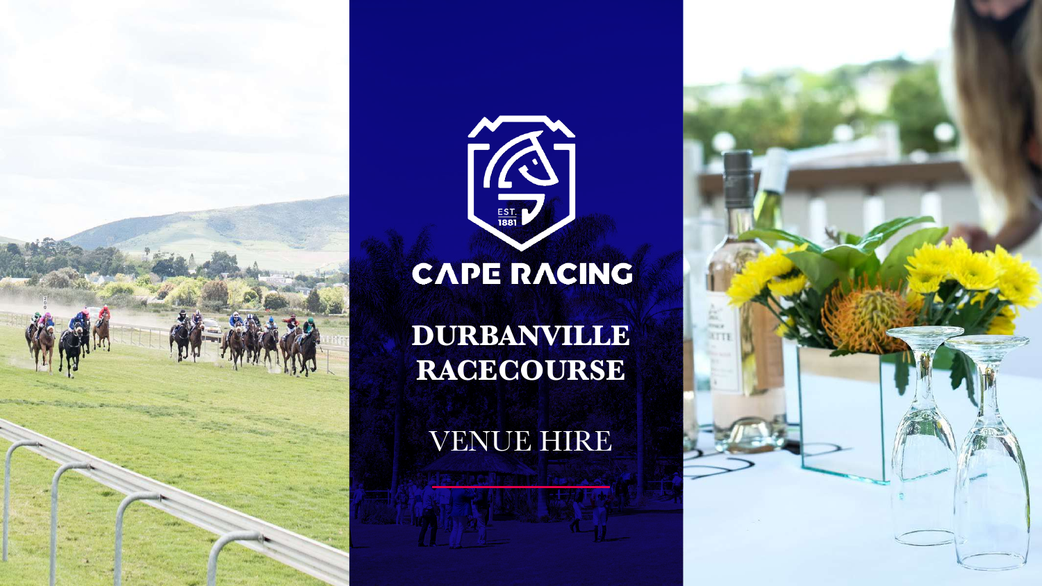EST. 1881

CAPE RACING

# DURBANVILLE RACECOURSE

## VENUE HIRE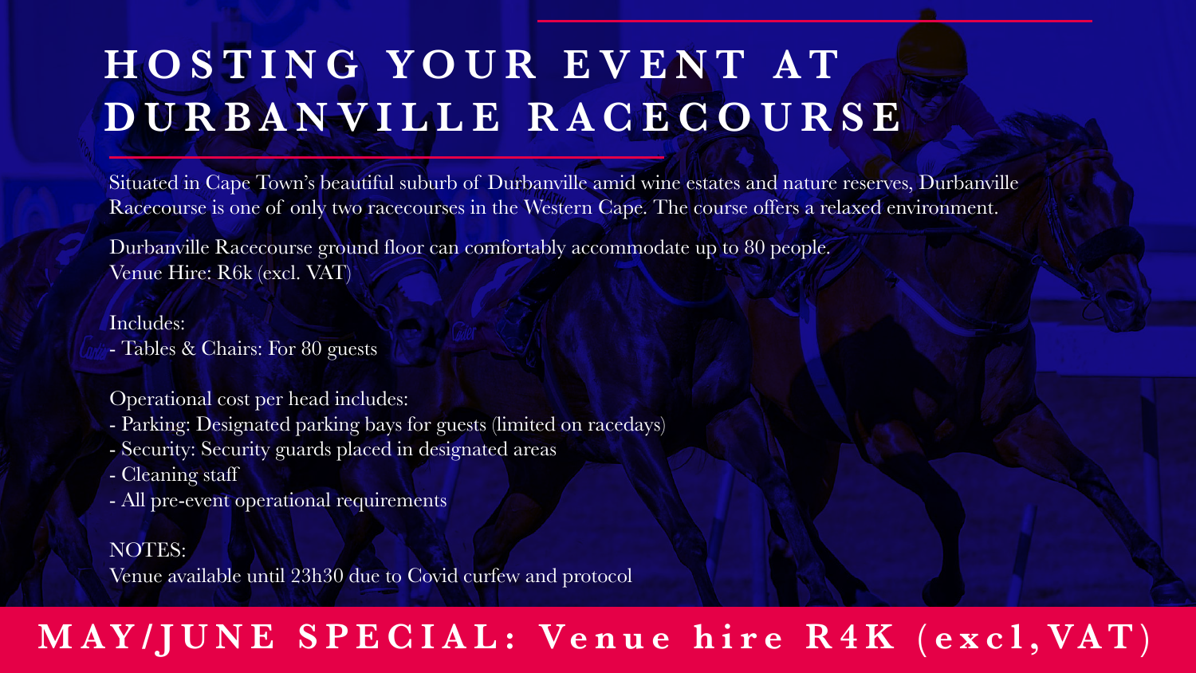# HOSTING YOUR EVENT AT DURBANVILLE RACECOURSE

Situated in Cape Town's beautiful suburb of Durbanville amid wine estates and nature reserves, Durbanville Racecourse is one of only two racecourses in the Western Cape. The course offers a relaxed environment.

Durbanville Racecourse ground floor can comfortably accommodate up to 80 people.
Venue Hire: R6k (excl. VAT)

Includes:
- Tables & Chairs: For 80 guests

Operational cost per head includes:
- Parking: Designated parking bays for guests (limited on racedays)
- Security: Security guards placed in designated areas
- Cleaning staff
- All pre-event operational requirements

NOTES:
Venue available until 23h30 due to Covid curfew and protocol

**MAY/JUNE SPECIAL: Venue hire R4K (excl,VAT)**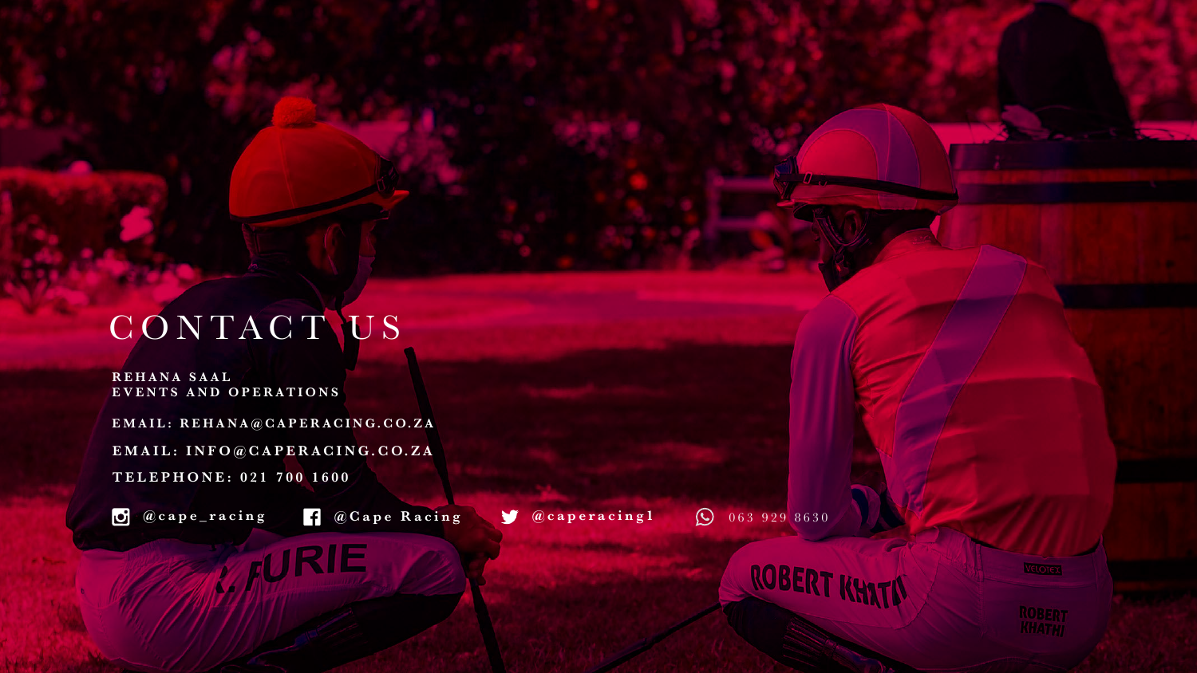# CONTACT US

**REHANA SAAL**
**EVENTS AND OPERATIONS**

**EMAIL: REHANA@CAPERACING.CO.ZA**

**EMAIL: INFO@CAPERACING.CO.ZA**

**TELEPHONE: 021 700 1600**

@cape_racing  @Cape Racing  @caperacing1  063 929 8630